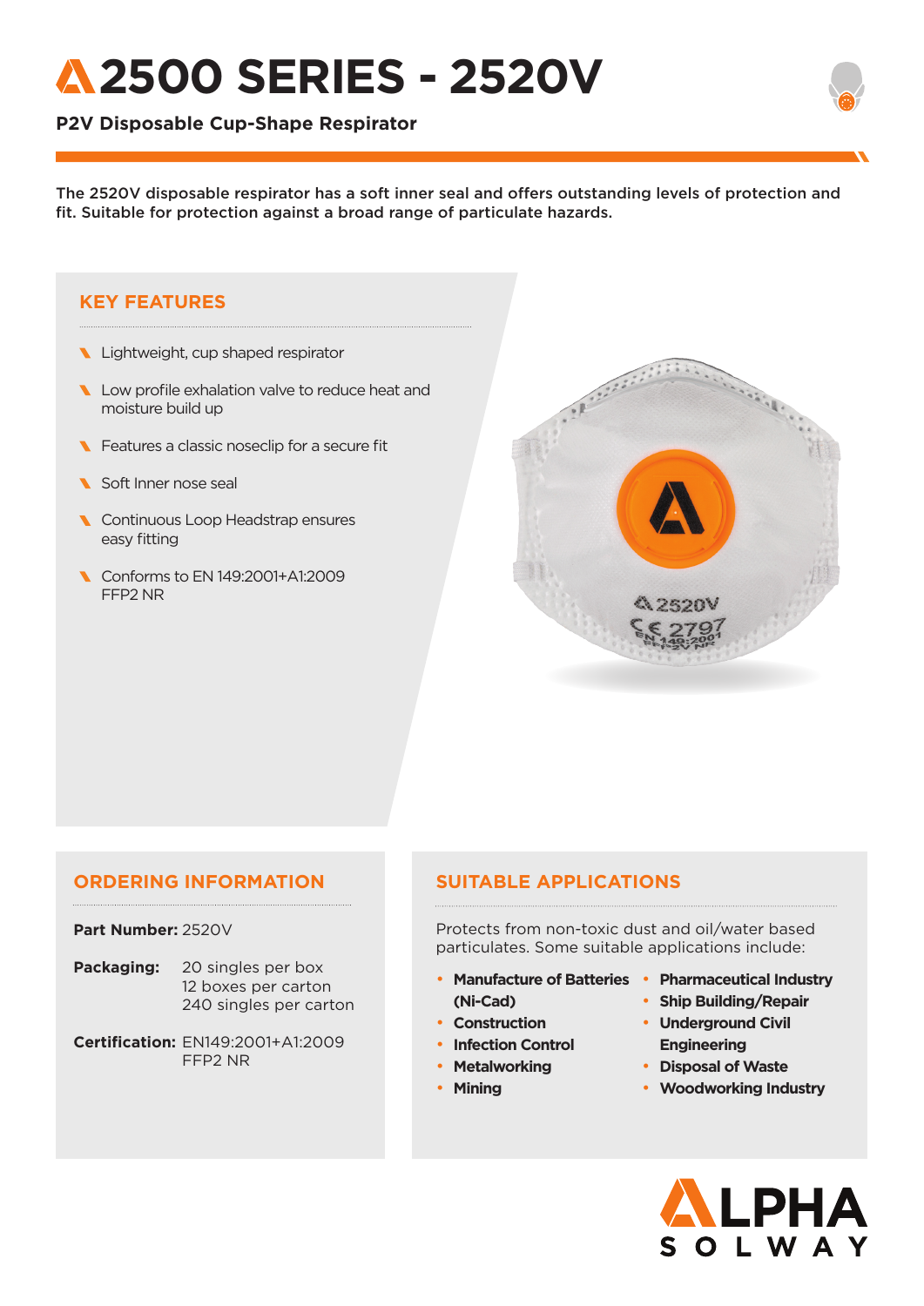# 2500 SERIES - 2520V

**P2V Disposable Cup-Shape Respirator**

The 2520V disposable respirator has a soft inner seal and offers outstanding levels of protection and fit. Suitable for protection against a broad range of particulate hazards.

## KEY FEATURES

- Lightweight, cup shaped respirator
- Low profile exhalation valve to reduce heat and moisture build up
- Features a classic noseclip for a secure fit
- Soft Inner nose seal
- Continuous Loop Headstrap ensures easy fitting
- Conforms to EN 149:2001+A1:2009 FFP2 NR

## ORDERING INFORMATION

**Part Number:** 2520V

**Packaging:** 20 singles per box
12 boxes per carton
240 singles per carton

**Certification:** EN149:2001+A1:2009
FFP2 NR

## SUITABLE APPLICATIONS

Protects from non-toxic dust and oil/water based particulates. Some suitable applications include:

- **Manufacture of Batteries (Ni-Cad)**
- **Construction**
- **Infection Control**
- **Metalworking**
- **Mining**
- **Pharmaceutical Industry**
- **Ship Building/Repair**
- **Underground Civil Engineering**
- **Disposal of Waste**
- **Woodworking Industry**

ALPHA SOLWAY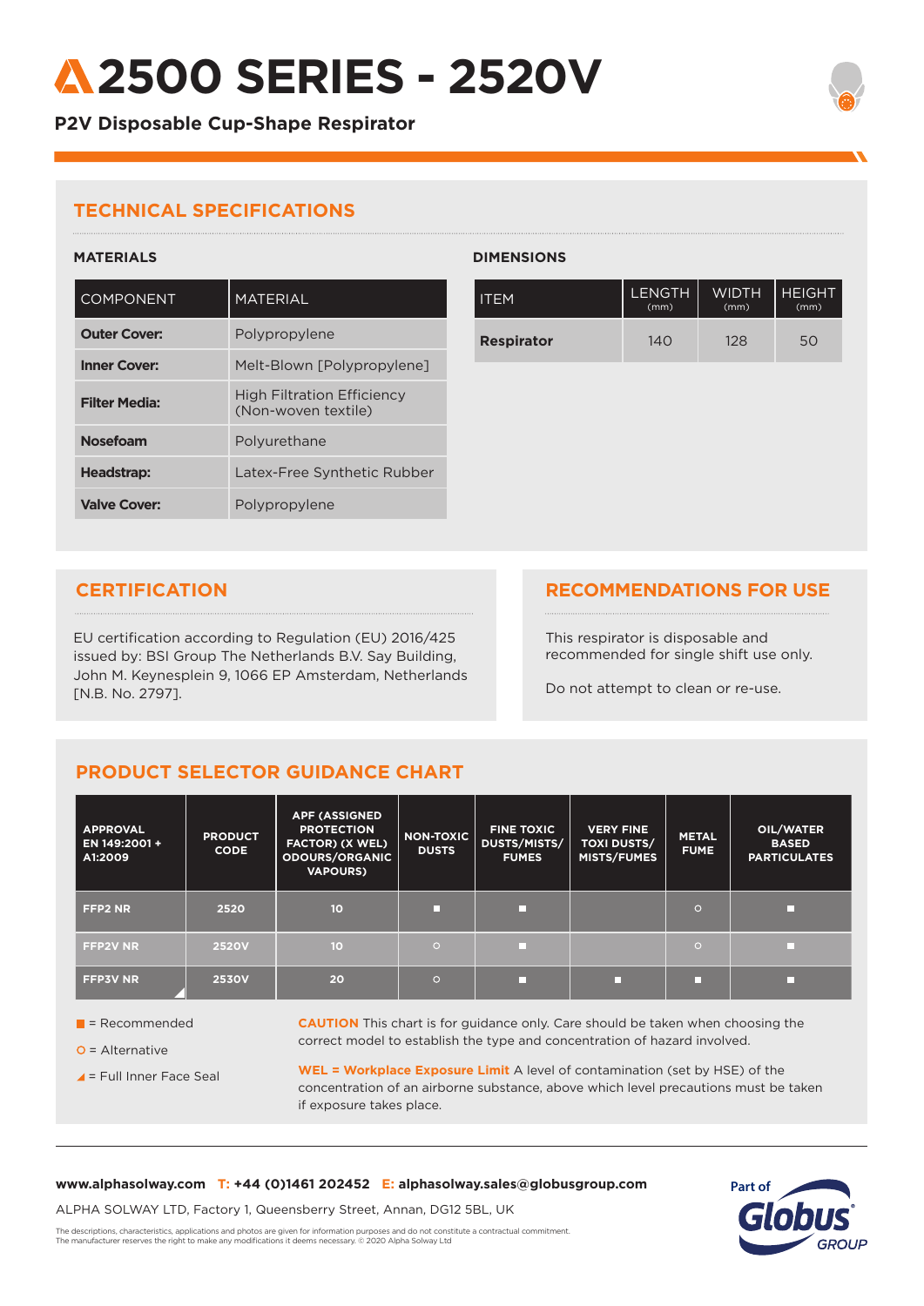# 2500 SERIES - 2520V

**P2V Disposable Cup-Shape Respirator**

## TECHNICAL SPECIFICATIONS

### MATERIALS

| COMPONENT | MATERIAL |
|---|---|
| **Outer Cover:** | Polypropylene |
| **Inner Cover:** | Melt-Blown [Polypropylene] |
| **Filter Media:** | High Filtration Efficiency (Non-woven textile) |
| **Nosefoam** | Polyurethane |
| **Headstrap:** | Latex-Free Synthetic Rubber |
| **Valve Cover:** | Polypropylene |

### DIMENSIONS

| ITEM | LENGTH (mm) | WIDTH (mm) | HEIGHT (mm) |
|---|---|---|---|
| **Respirator** | 140 | 128 | 50 |

## CERTIFICATION

EU certification according to Regulation (EU) 2016/425 issued by: BSI Group The Netherlands B.V. Say Building, John M. Keynesplein 9, 1066 EP Amsterdam, Netherlands [N.B. No. 2797].

## RECOMMENDATIONS FOR USE

This respirator is disposable and recommended for single shift use only.

Do not attempt to clean or re-use.

## PRODUCT SELECTOR GUIDANCE CHART

| APPROVAL EN 149:2001 + A1:2009 | PRODUCT CODE | APF (ASSIGNED PROTECTION FACTOR) (X WEL) ODOURS/ORGANIC VAPOURS) | NON-TOXIC DUSTS | FINE TOXIC DUSTS/MISTS/ FUMES | VERY FINE TOXI DUSTS/ MISTS/FUMES | METAL FUME | OIL/WATER BASED PARTICULATES |
|---|---|---|---|---|---|---|---|
| FFP2 NR | 2520 | 10 | ■ | ■ | | ○ | ■ |
| FFP2V NR | 2520V | 10 | ○ | ■ | | ○ | ■ |
| FFP3V NR ◢ | 2530V | 20 | ○ | ■ | ■ | ■ | ■ |

■ = Recommended

○ = Alternative

◢ = Full Inner Face Seal

**CAUTION** This chart is for guidance only. Care should be taken when choosing the correct model to establish the type and concentration of hazard involved.

**WEL = Workplace Exposure Limit** A level of contamination (set by HSE) of the concentration of an airborne substance, above which level precautions must be taken if exposure takes place.

**www.alphasolway.com** **T: +44 (0)1461 202452** **E: alphasolway.sales@globusgroup.com**

ALPHA SOLWAY LTD, Factory 1, Queensberry Street, Annan, DG12 5BL, UK

The descriptions, characteristics, applications and photos are given for information purposes and do not constitute a contractual commitment. The manufacturer reserves the right to make any modifications it deems necessary. © 2020 Alpha Solway Ltd

Part of Globus® GROUP